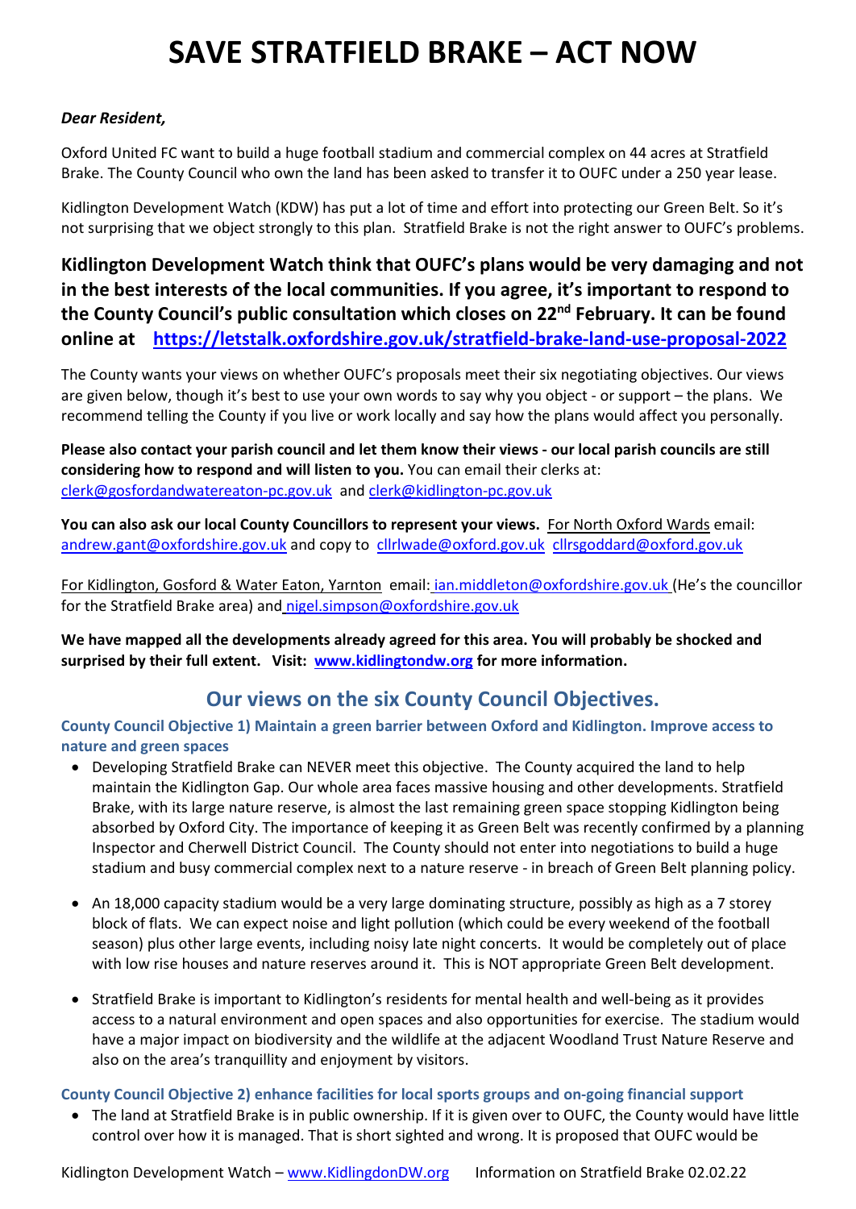# SAVE STRATFIELD BRAKE – ACT NOW

***Dear Resident,***

Oxford United FC want to build a huge football stadium and commercial complex on 44 acres at Stratfield Brake. The County Council who own the land has been asked to transfer it to OUFC under a 250 year lease.

Kidlington Development Watch (KDW) has put a lot of time and effort into protecting our Green Belt. So it's not surprising that we object strongly to this plan. Stratfield Brake is not the right answer to OUFC's problems.

**Kidlington Development Watch think that OUFC's plans would be very damaging and not in the best interests of the local communities. If you agree, it's important to respond to the County Council's public consultation which closes on 22nd February. It can be found online at https://letstalk.oxfordshire.gov.uk/stratfield-brake-land-use-proposal-2022**

The County wants your views on whether OUFC's proposals meet their six negotiating objectives. Our views are given below, though it's best to use your own words to say why you object - or support – the plans. We recommend telling the County if you live or work locally and say how the plans would affect you personally.

**Please also contact your parish council and let them know their views - our local parish councils are still considering how to respond and will listen to you.** You can email their clerks at: clerk@gosfordandwatereaton-pc.gov.uk and clerk@kidlington-pc.gov.uk

**You can also ask our local County Councillors to represent your views.** For North Oxford Wards email: andrew.gant@oxfordshire.gov.uk and copy to cllrlwade@oxford.gov.uk cllrsgoddard@oxford.gov.uk

For Kidlington, Gosford & Water Eaton, Yarnton email: ian.middleton@oxfordshire.gov.uk (He's the councillor for the Stratfield Brake area) and nigel.simpson@oxfordshire.gov.uk

**We have mapped all the developments already agreed for this area. You will probably be shocked and surprised by their full extent. Visit: www.kidlingtondw.org for more information.**

## Our views on the six County Council Objectives.

### County Council Objective 1) Maintain a green barrier between Oxford and Kidlington. Improve access to nature and green spaces

- Developing Stratfield Brake can NEVER meet this objective. The County acquired the land to help maintain the Kidlington Gap. Our whole area faces massive housing and other developments. Stratfield Brake, with its large nature reserve, is almost the last remaining green space stopping Kidlington being absorbed by Oxford City. The importance of keeping it as Green Belt was recently confirmed by a planning Inspector and Cherwell District Council. The County should not enter into negotiations to build a huge stadium and busy commercial complex next to a nature reserve - in breach of Green Belt planning policy.
- An 18,000 capacity stadium would be a very large dominating structure, possibly as high as a 7 storey block of flats. We can expect noise and light pollution (which could be every weekend of the football season) plus other large events, including noisy late night concerts. It would be completely out of place with low rise houses and nature reserves around it. This is NOT appropriate Green Belt development.
- Stratfield Brake is important to Kidlington's residents for mental health and well-being as it provides access to a natural environment and open spaces and also opportunities for exercise. The stadium would have a major impact on biodiversity and the wildlife at the adjacent Woodland Trust Nature Reserve and also on the area's tranquillity and enjoyment by visitors.

### County Council Objective 2) enhance facilities for local sports groups and on-going financial support

- The land at Stratfield Brake is in public ownership. If it is given over to OUFC, the County would have little control over how it is managed. That is short sighted and wrong. It is proposed that OUFC would be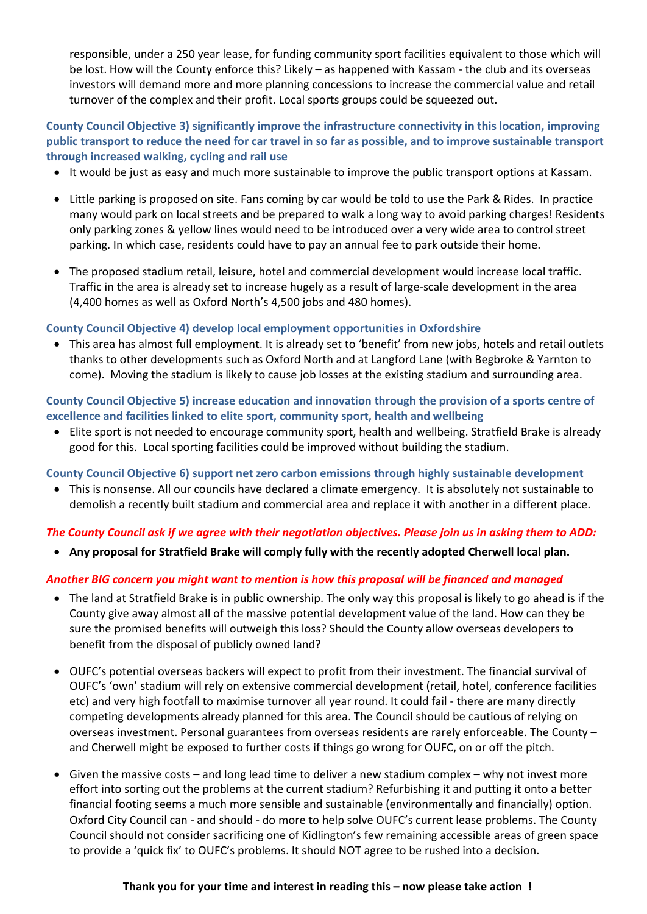responsible, under a 250 year lease, for funding community sport facilities equivalent to those which will be lost. How will the County enforce this? Likely – as happened with Kassam - the club and its overseas investors will demand more and more planning concessions to increase the commercial value and retail turnover of the complex and their profit. Local sports groups could be squeezed out.

**County Council Objective 3) significantly improve the infrastructure connectivity in this location, improving public transport to reduce the need for car travel in so far as possible, and to improve sustainable transport through increased walking, cycling and rail use**

- It would be just as easy and much more sustainable to improve the public transport options at Kassam.
- Little parking is proposed on site. Fans coming by car would be told to use the Park & Rides. In practice many would park on local streets and be prepared to walk a long way to avoid parking charges! Residents only parking zones & yellow lines would need to be introduced over a very wide area to control street parking. In which case, residents could have to pay an annual fee to park outside their home.
- The proposed stadium retail, leisure, hotel and commercial development would increase local traffic. Traffic in the area is already set to increase hugely as a result of large-scale development in the area (4,400 homes as well as Oxford North's 4,500 jobs and 480 homes).

**County Council Objective 4) develop local employment opportunities in Oxfordshire**

- This area has almost full employment. It is already set to 'benefit' from new jobs, hotels and retail outlets thanks to other developments such as Oxford North and at Langford Lane (with Begbroke & Yarnton to come). Moving the stadium is likely to cause job losses at the existing stadium and surrounding area.

**County Council Objective 5) increase education and innovation through the provision of a sports centre of excellence and facilities linked to elite sport, community sport, health and wellbeing**

- Elite sport is not needed to encourage community sport, health and wellbeing. Stratfield Brake is already good for this. Local sporting facilities could be improved without building the stadium.

**County Council Objective 6) support net zero carbon emissions through highly sustainable development**

- This is nonsense. All our councils have declared a climate emergency. It is absolutely not sustainable to demolish a recently built stadium and commercial area and replace it with another in a different place.

---

***The County Council ask if we agree with their negotiation objectives. Please join us in asking them to ADD:***

- **Any proposal for Stratfield Brake will comply fully with the recently adopted Cherwell local plan.**

---

***Another BIG concern you might want to mention is how this proposal will be financed and managed***

- The land at Stratfield Brake is in public ownership. The only way this proposal is likely to go ahead is if the County give away almost all of the massive potential development value of the land. How can they be sure the promised benefits will outweigh this loss? Should the County allow overseas developers to benefit from the disposal of publicly owned land?
- OUFC's potential overseas backers will expect to profit from their investment. The financial survival of OUFC's 'own' stadium will rely on extensive commercial development (retail, hotel, conference facilities etc) and very high footfall to maximise turnover all year round. It could fail - there are many directly competing developments already planned for this area. The Council should be cautious of relying on overseas investment. Personal guarantees from overseas residents are rarely enforceable. The County – and Cherwell might be exposed to further costs if things go wrong for OUFC, on or off the pitch.
- Given the massive costs – and long lead time to deliver a new stadium complex – why not invest more effort into sorting out the problems at the current stadium? Refurbishing it and putting it onto a better financial footing seems a much more sensible and sustainable (environmentally and financially) option. Oxford City Council can - and should - do more to help solve OUFC's current lease problems. The County Council should not consider sacrificing one of Kidlington's few remaining accessible areas of green space to provide a 'quick fix' to OUFC's problems. It should NOT agree to be rushed into a decision.

**Thank you for your time and interest in reading this – now please take action !**